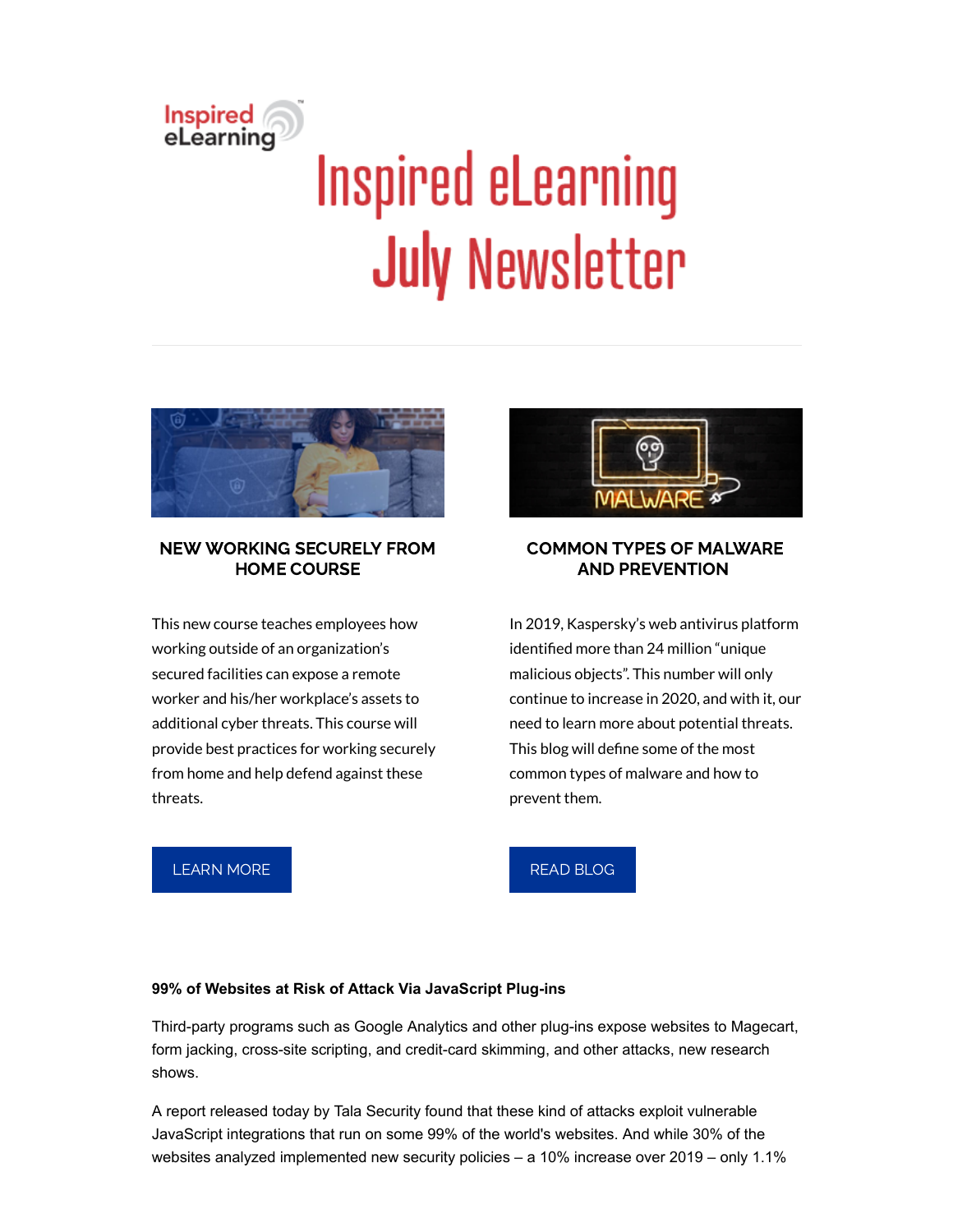# Inspired eLearning July Newsletter

### NEW WORKING SECURELY FROM HOME COURSE

This new course teaches employees how working outside of an organization's secured facilities can expose a remote worker and his/her workplace's assets to additional cyber threats. This course will provide best practices for working securely from home and help defend against these threats.

LEARN MORE

### COMMON TYPES OF MALWARE AND PREVENTION

In 2019, Kaspersky's web antivirus platform identified more than 24 million "unique malicious objects". This number will only continue to increase in 2020, and with it, our need to learn more about potential threats. This blog will define some of the most common types of malware and how to prevent them.

READ BLOG

**99% of Websites at Risk of Attack Via JavaScript Plug-ins**

Third-party programs such as Google Analytics and other plug-ins expose websites to Magecart, form jacking, cross-site scripting, and credit-card skimming, and other attacks, new research shows.

A report released today by Tala Security found that these kind of attacks exploit vulnerable JavaScript integrations that run on some 99% of the world's websites. And while 30% of the websites analyzed implemented new security policies – a 10% increase over 2019 – only 1.1%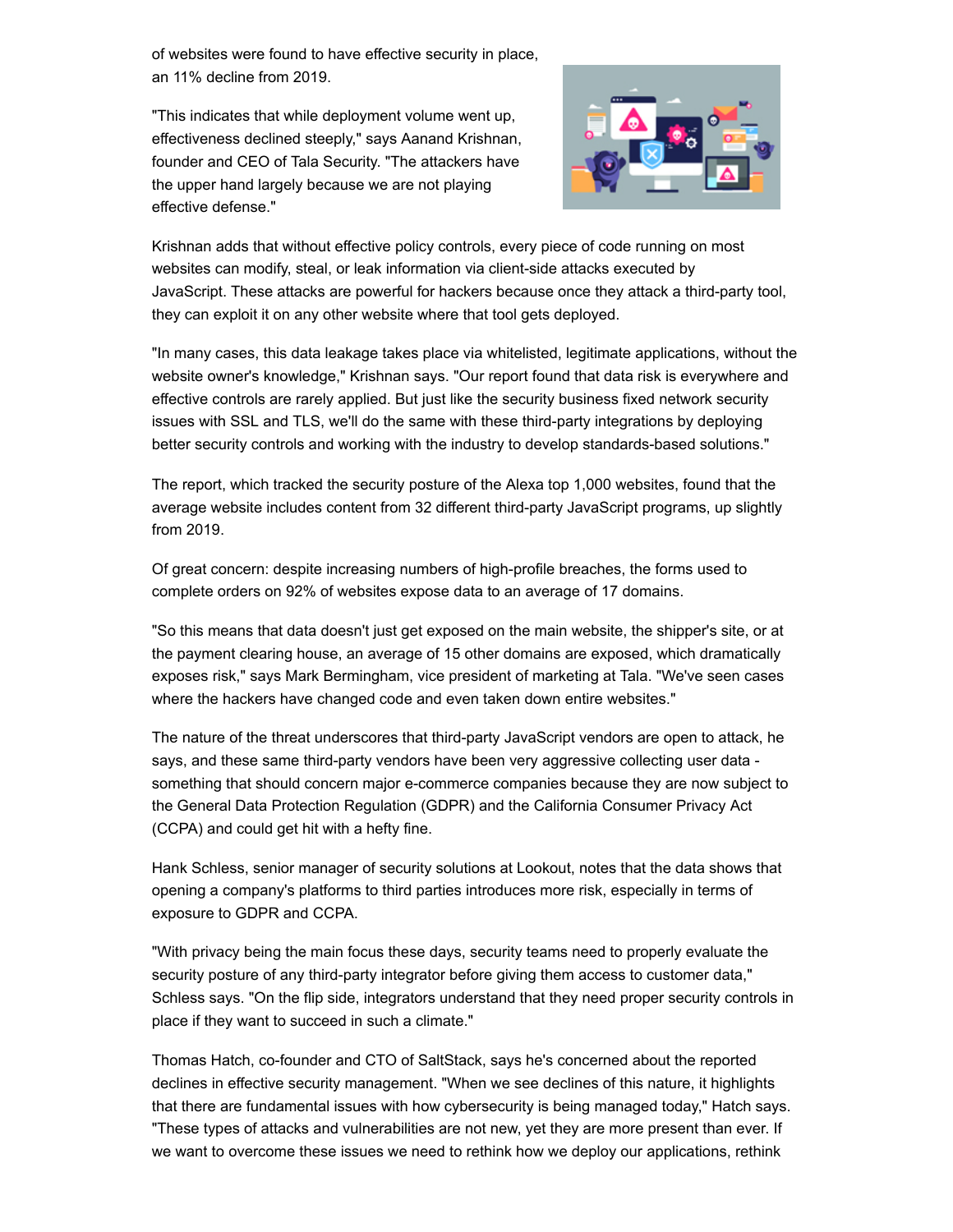of websites were found to have effective security in place, an 11% decline from 2019.

"This indicates that while deployment volume went up, effectiveness declined steeply," says Aanand Krishnan, founder and CEO of Tala Security. "The attackers have the upper hand largely because we are not playing effective defense."

Krishnan adds that without effective policy controls, every piece of code running on most websites can modify, steal, or leak information via client-side attacks executed by JavaScript. These attacks are powerful for hackers because once they attack a third-party tool, they can exploit it on any other website where that tool gets deployed.

"In many cases, this data leakage takes place via whitelisted, legitimate applications, without the website owner's knowledge," Krishnan says. "Our report found that data risk is everywhere and effective controls are rarely applied. But just like the security business fixed network security issues with SSL and TLS, we'll do the same with these third-party integrations by deploying better security controls and working with the industry to develop standards-based solutions."

The report, which tracked the security posture of the Alexa top 1,000 websites, found that the average website includes content from 32 different third-party JavaScript programs, up slightly from 2019.

Of great concern: despite increasing numbers of high-profile breaches, the forms used to complete orders on 92% of websites expose data to an average of 17 domains.

"So this means that data doesn't just get exposed on the main website, the shipper's site, or at the payment clearing house, an average of 15 other domains are exposed, which dramatically exposes risk," says Mark Bermingham, vice president of marketing at Tala. "We've seen cases where the hackers have changed code and even taken down entire websites."

The nature of the threat underscores that third-party JavaScript vendors are open to attack, he says, and these same third-party vendors have been very aggressive collecting user data - something that should concern major e-commerce companies because they are now subject to the General Data Protection Regulation (GDPR) and the California Consumer Privacy Act (CCPA) and could get hit with a hefty fine.

Hank Schless, senior manager of security solutions at Lookout, notes that the data shows that opening a company's platforms to third parties introduces more risk, especially in terms of exposure to GDPR and CCPA.

"With privacy being the main focus these days, security teams need to properly evaluate the security posture of any third-party integrator before giving them access to customer data," Schless says. "On the flip side, integrators understand that they need proper security controls in place if they want to succeed in such a climate."

Thomas Hatch, co-founder and CTO of SaltStack, says he's concerned about the reported declines in effective security management. "When we see declines of this nature, it highlights that there are fundamental issues with how cybersecurity is being managed today," Hatch says. "These types of attacks and vulnerabilities are not new, yet they are more present than ever. If we want to overcome these issues we need to rethink how we deploy our applications, rethink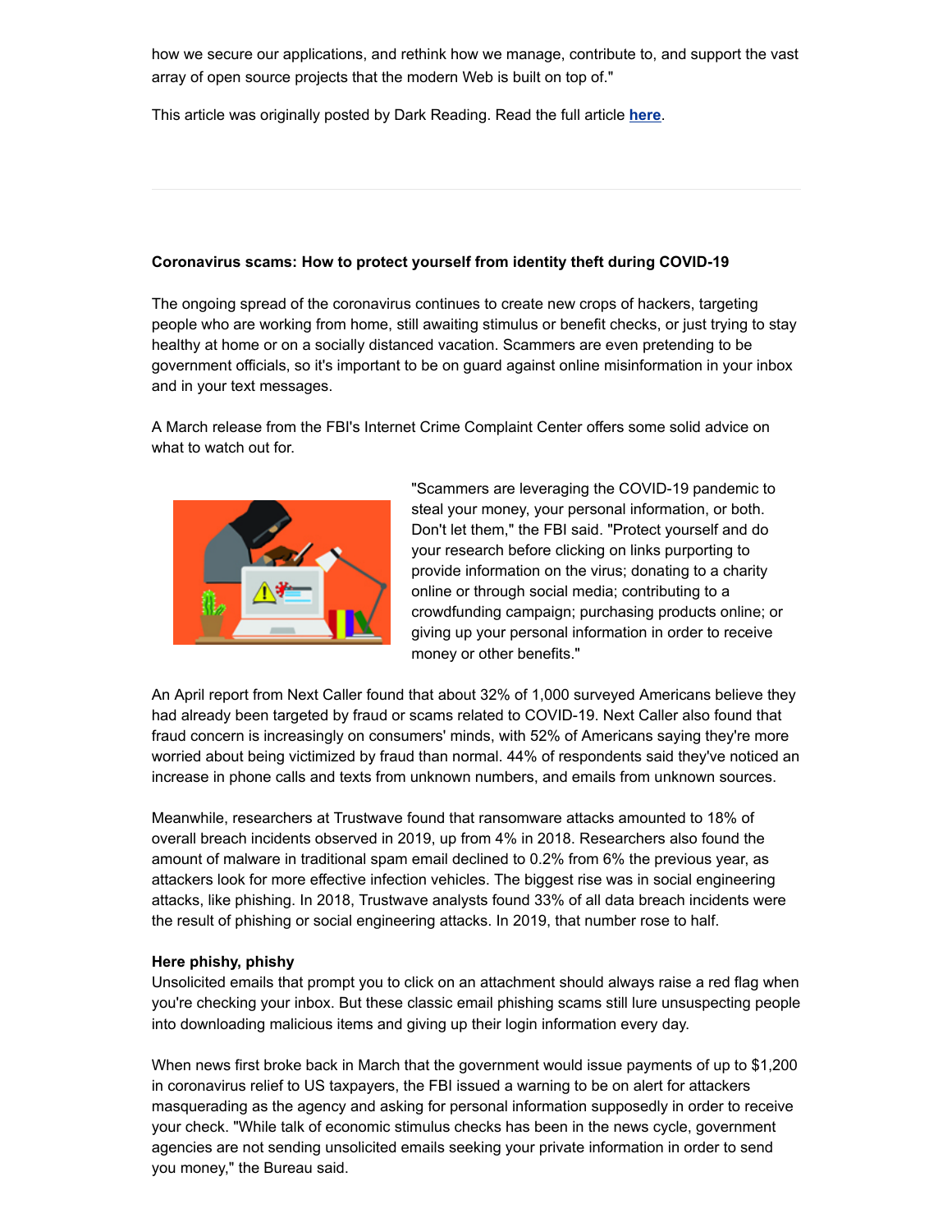how we secure our applications, and rethink how we manage, contribute to, and support the vast array of open source projects that the modern Web is built on top of."

This article was originally posted by Dark Reading. Read the full article **here**.

---

**Coronavirus scams: How to protect yourself from identity theft during COVID-19**

The ongoing spread of the coronavirus continues to create new crops of hackers, targeting people who are working from home, still awaiting stimulus or benefit checks, or just trying to stay healthy at home or on a socially distanced vacation. Scammers are even pretending to be government officials, so it's important to be on guard against online misinformation in your inbox and in your text messages.

A March release from the FBI's Internet Crime Complaint Center offers some solid advice on what to watch out for.

"Scammers are leveraging the COVID-19 pandemic to steal your money, your personal information, or both. Don't let them," the FBI said. "Protect yourself and do your research before clicking on links purporting to provide information on the virus; donating to a charity online or through social media; contributing to a crowdfunding campaign; purchasing products online; or giving up your personal information in order to receive money or other benefits."

An April report from Next Caller found that about 32% of 1,000 surveyed Americans believe they had already been targeted by fraud or scams related to COVID-19. Next Caller also found that fraud concern is increasingly on consumers' minds, with 52% of Americans saying they're more worried about being victimized by fraud than normal. 44% of respondents said they've noticed an increase in phone calls and texts from unknown numbers, and emails from unknown sources.

Meanwhile, researchers at Trustwave found that ransomware attacks amounted to 18% of overall breach incidents observed in 2019, up from 4% in 2018. Researchers also found the amount of malware in traditional spam email declined to 0.2% from 6% the previous year, as attackers look for more effective infection vehicles. The biggest rise was in social engineering attacks, like phishing. In 2018, Trustwave analysts found 33% of all data breach incidents were the result of phishing or social engineering attacks. In 2019, that number rose to half.

**Here phishy, phishy**

Unsolicited emails that prompt you to click on an attachment should always raise a red flag when you're checking your inbox. But these classic email phishing scams still lure unsuspecting people into downloading malicious items and giving up their login information every day.

When news first broke back in March that the government would issue payments of up to $1,200 in coronavirus relief to US taxpayers, the FBI issued a warning to be on alert for attackers masquerading as the agency and asking for personal information supposedly in order to receive your check. "While talk of economic stimulus checks has been in the news cycle, government agencies are not sending unsolicited emails seeking your private information in order to send you money," the Bureau said.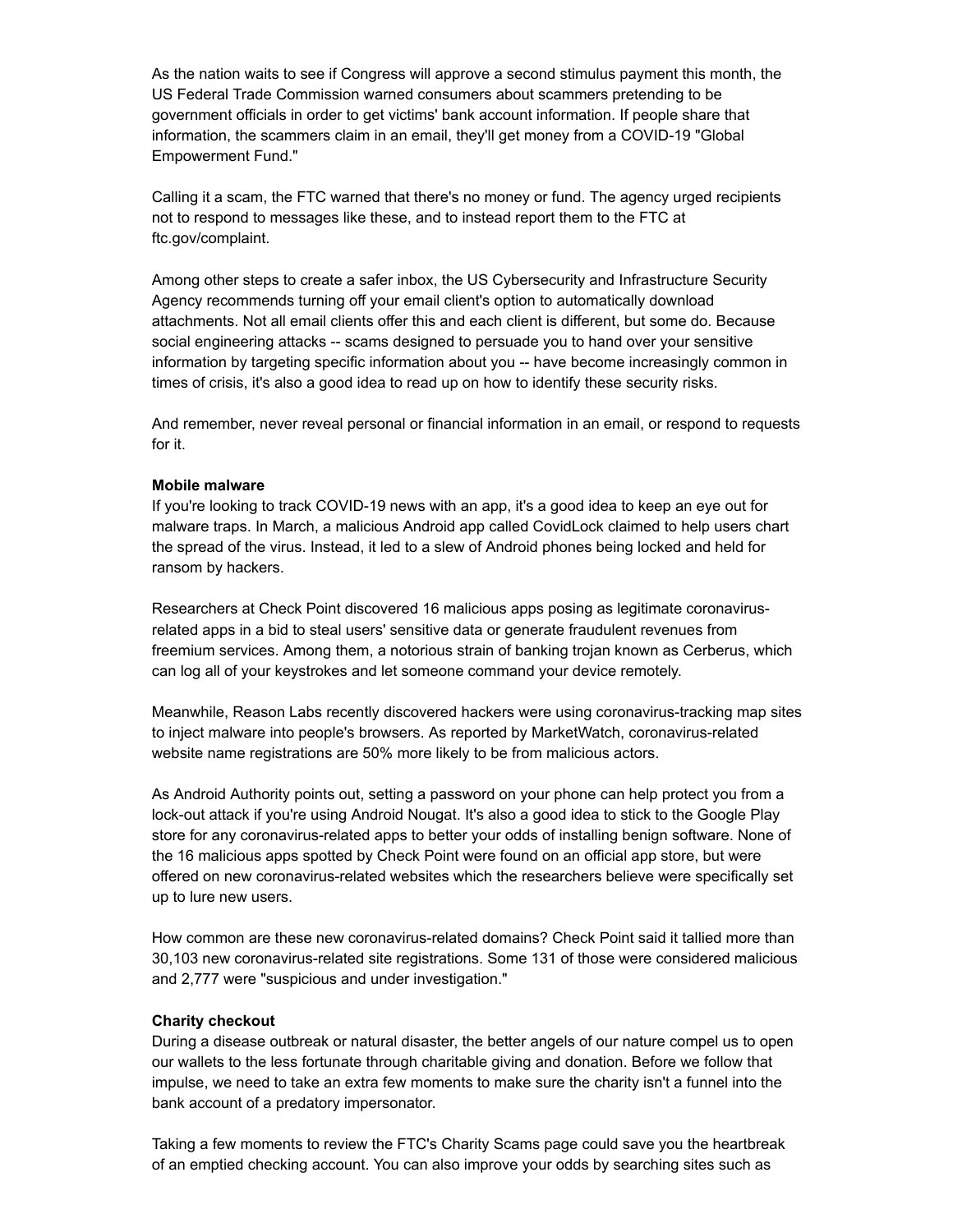As the nation waits to see if Congress will approve a second stimulus payment this month, the US Federal Trade Commission warned consumers about scammers pretending to be government officials in order to get victims' bank account information. If people share that information, the scammers claim in an email, they'll get money from a COVID-19 "Global Empowerment Fund."

Calling it a scam, the FTC warned that there's no money or fund. The agency urged recipients not to respond to messages like these, and to instead report them to the FTC at ftc.gov/complaint.

Among other steps to create a safer inbox, the US Cybersecurity and Infrastructure Security Agency recommends turning off your email client's option to automatically download attachments. Not all email clients offer this and each client is different, but some do. Because social engineering attacks -- scams designed to persuade you to hand over your sensitive information by targeting specific information about you -- have become increasingly common in times of crisis, it's also a good idea to read up on how to identify these security risks.

And remember, never reveal personal or financial information in an email, or respond to requests for it.

**Mobile malware**

If you're looking to track COVID-19 news with an app, it's a good idea to keep an eye out for malware traps. In March, a malicious Android app called CovidLock claimed to help users chart the spread of the virus. Instead, it led to a slew of Android phones being locked and held for ransom by hackers.

Researchers at Check Point discovered 16 malicious apps posing as legitimate coronavirus-related apps in a bid to steal users' sensitive data or generate fraudulent revenues from freemium services. Among them, a notorious strain of banking trojan known as Cerberus, which can log all of your keystrokes and let someone command your device remotely.

Meanwhile, Reason Labs recently discovered hackers were using coronavirus-tracking map sites to inject malware into people's browsers. As reported by MarketWatch, coronavirus-related website name registrations are 50% more likely to be from malicious actors.

As Android Authority points out, setting a password on your phone can help protect you from a lock-out attack if you're using Android Nougat. It's also a good idea to stick to the Google Play store for any coronavirus-related apps to better your odds of installing benign software. None of the 16 malicious apps spotted by Check Point were found on an official app store, but were offered on new coronavirus-related websites which the researchers believe were specifically set up to lure new users.

How common are these new coronavirus-related domains? Check Point said it tallied more than 30,103 new coronavirus-related site registrations. Some 131 of those were considered malicious and 2,777 were "suspicious and under investigation."

**Charity checkout**

During a disease outbreak or natural disaster, the better angels of our nature compel us to open our wallets to the less fortunate through charitable giving and donation. Before we follow that impulse, we need to take an extra few moments to make sure the charity isn't a funnel into the bank account of a predatory impersonator.

Taking a few moments to review the FTC's Charity Scams page could save you the heartbreak of an emptied checking account. You can also improve your odds by searching sites such as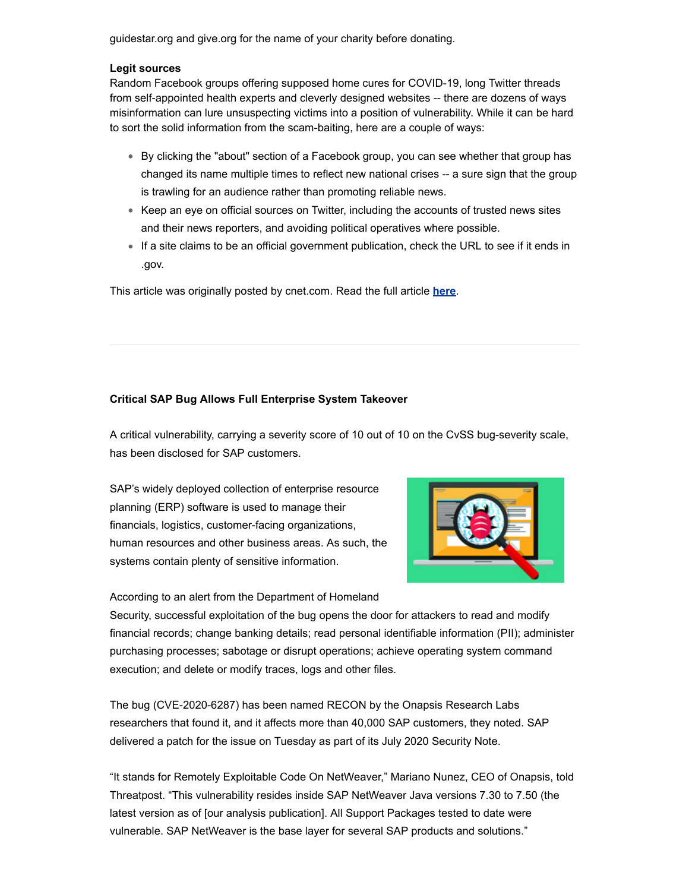guidestar.org and give.org for the name of your charity before donating.

**Legit sources**

Random Facebook groups offering supposed home cures for COVID-19, long Twitter threads from self-appointed health experts and cleverly designed websites -- there are dozens of ways misinformation can lure unsuspecting victims into a position of vulnerability. While it can be hard to sort the solid information from the scam-baiting, here are a couple of ways:

- By clicking the "about" section of a Facebook group, you can see whether that group has changed its name multiple times to reflect new national crises -- a sure sign that the group is trawling for an audience rather than promoting reliable news.
- Keep an eye on official sources on Twitter, including the accounts of trusted news sites and their news reporters, and avoiding political operatives where possible.
- If a site claims to be an official government publication, check the URL to see if it ends in .gov.

This article was originally posted by cnet.com. Read the full article **here**.

---

**Critical SAP Bug Allows Full Enterprise System Takeover**

A critical vulnerability, carrying a severity score of 10 out of 10 on the CvSS bug-severity scale, has been disclosed for SAP customers.

SAP's widely deployed collection of enterprise resource planning (ERP) software is used to manage their financials, logistics, customer-facing organizations, human resources and other business areas. As such, the systems contain plenty of sensitive information.

According to an alert from the Department of Homeland Security, successful exploitation of the bug opens the door for attackers to read and modify financial records; change banking details; read personal identifiable information (PII); administer purchasing processes; sabotage or disrupt operations; achieve operating system command execution; and delete or modify traces, logs and other files.

The bug (CVE-2020-6287) has been named RECON by the Onapsis Research Labs researchers that found it, and it affects more than 40,000 SAP customers, they noted. SAP delivered a patch for the issue on Tuesday as part of its July 2020 Security Note.

"It stands for Remotely Exploitable Code On NetWeaver," Mariano Nunez, CEO of Onapsis, told Threatpost. "This vulnerability resides inside SAP NetWeaver Java versions 7.30 to 7.50 (the latest version as of [our analysis publication]. All Support Packages tested to date were vulnerable. SAP NetWeaver is the base layer for several SAP products and solutions."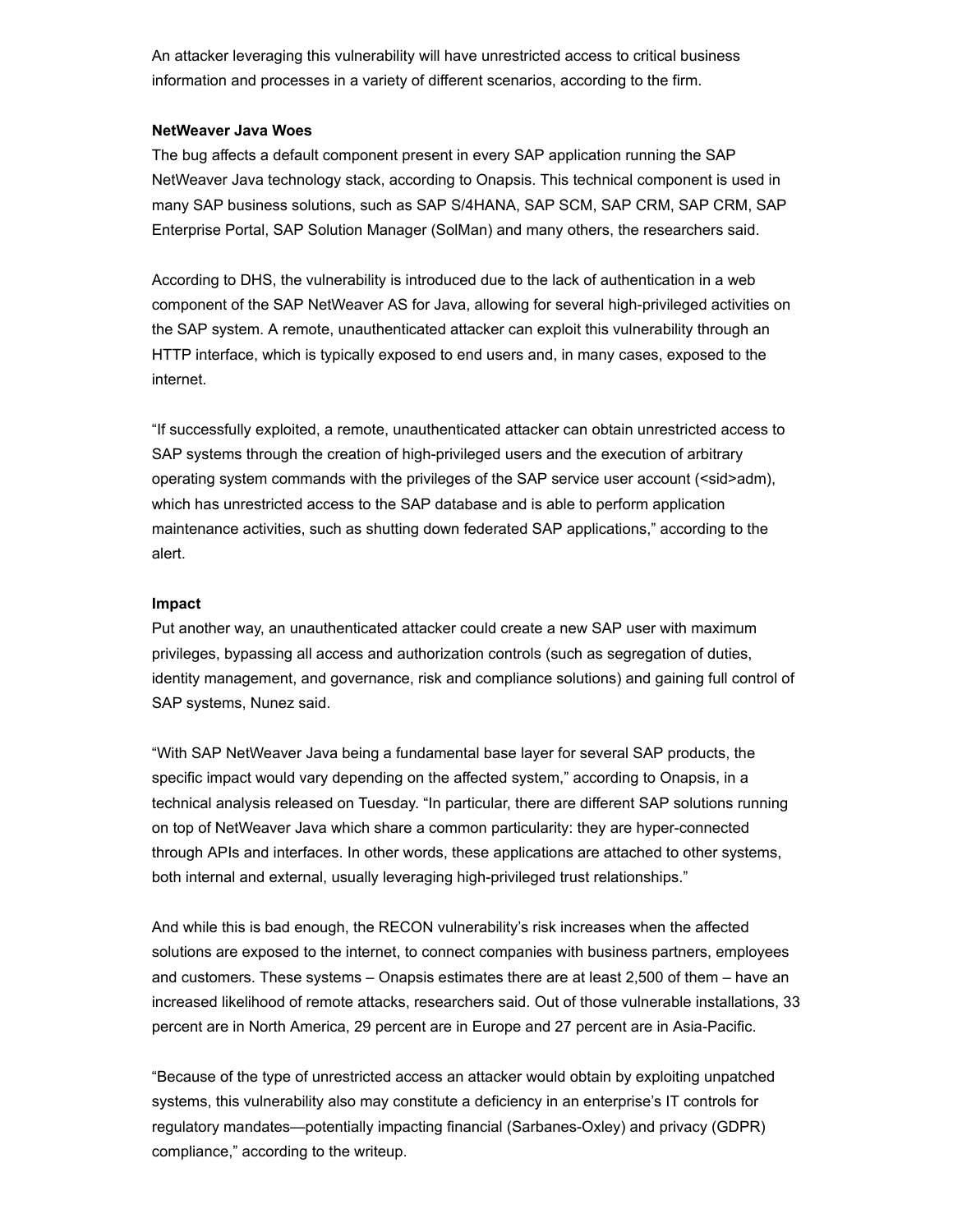An attacker leveraging this vulnerability will have unrestricted access to critical business information and processes in a variety of different scenarios, according to the firm.

**NetWeaver Java Woes**

The bug affects a default component present in every SAP application running the SAP NetWeaver Java technology stack, according to Onapsis. This technical component is used in many SAP business solutions, such as SAP S/4HANA, SAP SCM, SAP CRM, SAP CRM, SAP Enterprise Portal, SAP Solution Manager (SolMan) and many others, the researchers said.

According to DHS, the vulnerability is introduced due to the lack of authentication in a web component of the SAP NetWeaver AS for Java, allowing for several high-privileged activities on the SAP system. A remote, unauthenticated attacker can exploit this vulnerability through an HTTP interface, which is typically exposed to end users and, in many cases, exposed to the internet.

"If successfully exploited, a remote, unauthenticated attacker can obtain unrestricted access to SAP systems through the creation of high-privileged users and the execution of arbitrary operating system commands with the privileges of the SAP service user account (<sid>adm), which has unrestricted access to the SAP database and is able to perform application maintenance activities, such as shutting down federated SAP applications," according to the alert.

**Impact**

Put another way, an unauthenticated attacker could create a new SAP user with maximum privileges, bypassing all access and authorization controls (such as segregation of duties, identity management, and governance, risk and compliance solutions) and gaining full control of SAP systems, Nunez said.

"With SAP NetWeaver Java being a fundamental base layer for several SAP products, the specific impact would vary depending on the affected system," according to Onapsis, in a technical analysis released on Tuesday. "In particular, there are different SAP solutions running on top of NetWeaver Java which share a common particularity: they are hyper-connected through APIs and interfaces. In other words, these applications are attached to other systems, both internal and external, usually leveraging high-privileged trust relationships."

And while this is bad enough, the RECON vulnerability's risk increases when the affected solutions are exposed to the internet, to connect companies with business partners, employees and customers. These systems – Onapsis estimates there are at least 2,500 of them – have an increased likelihood of remote attacks, researchers said. Out of those vulnerable installations, 33 percent are in North America, 29 percent are in Europe and 27 percent are in Asia-Pacific.

"Because of the type of unrestricted access an attacker would obtain by exploiting unpatched systems, this vulnerability also may constitute a deficiency in an enterprise's IT controls for regulatory mandates—potentially impacting financial (Sarbanes-Oxley) and privacy (GDPR) compliance," according to the writeup.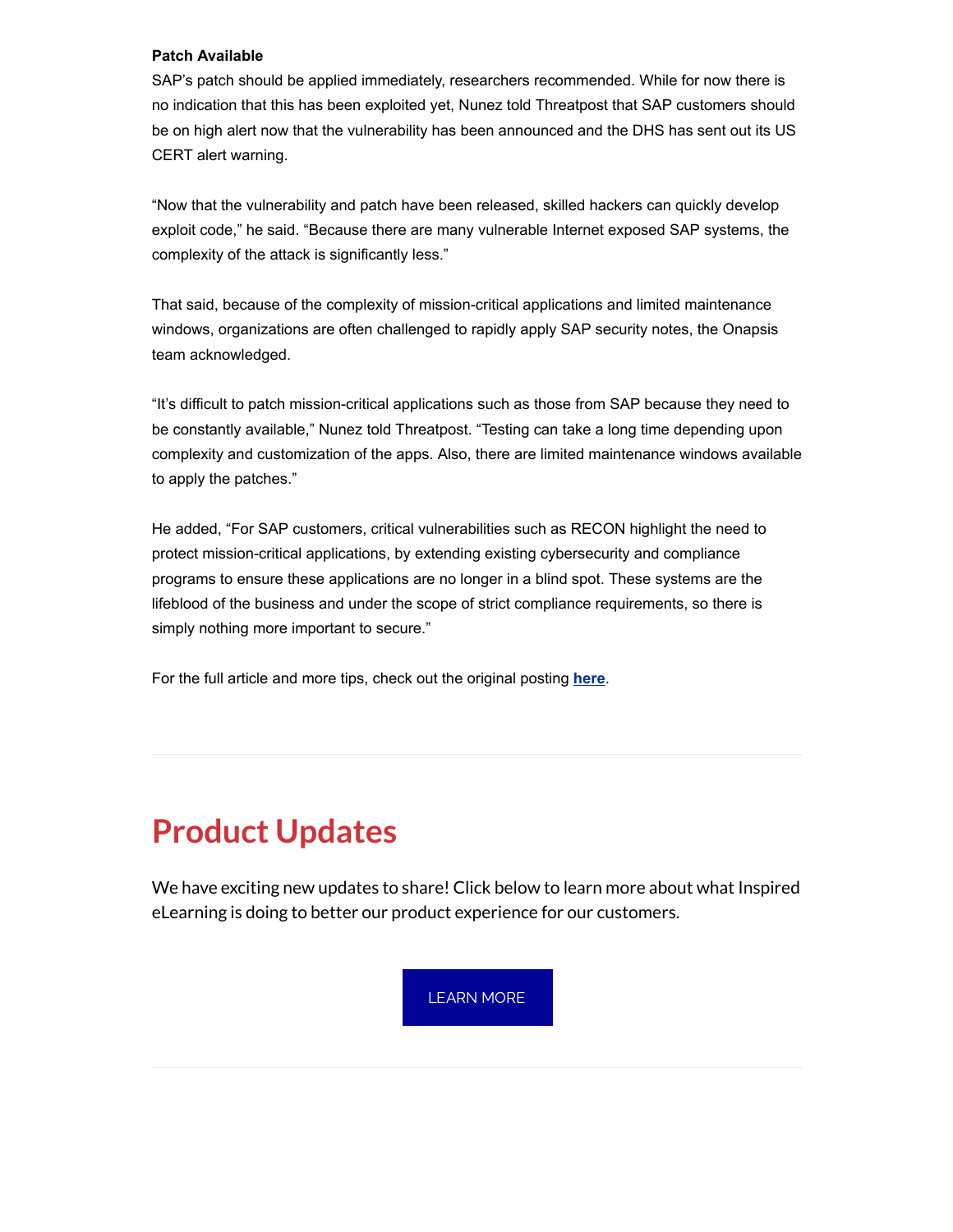**Patch Available**

SAP's patch should be applied immediately, researchers recommended. While for now there is no indication that this has been exploited yet, Nunez told Threatpost that SAP customers should be on high alert now that the vulnerability has been announced and the DHS has sent out its US CERT alert warning.

"Now that the vulnerability and patch have been released, skilled hackers can quickly develop exploit code," he said. "Because there are many vulnerable Internet exposed SAP systems, the complexity of the attack is significantly less."

That said, because of the complexity of mission-critical applications and limited maintenance windows, organizations are often challenged to rapidly apply SAP security notes, the Onapsis team acknowledged.

"It's difficult to patch mission-critical applications such as those from SAP because they need to be constantly available," Nunez told Threatpost. "Testing can take a long time depending upon complexity and customization of the apps. Also, there are limited maintenance windows available to apply the patches."

He added, "For SAP customers, critical vulnerabilities such as RECON highlight the need to protect mission-critical applications, by extending existing cybersecurity and compliance programs to ensure these applications are no longer in a blind spot. These systems are the lifeblood of the business and under the scope of strict compliance requirements, so there is simply nothing more important to secure."

For the full article and more tips, check out the original posting **here**.

---

# Product Updates

We have exciting new updates to share! Click below to learn more about what Inspired eLearning is doing to better our product experience for our customers.

LEARN MORE

---